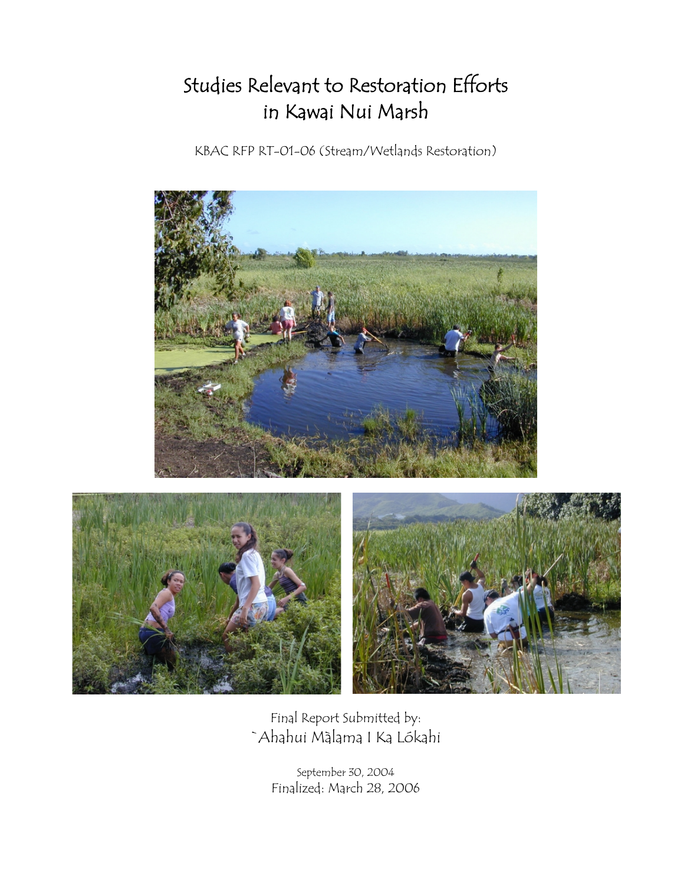# Studies Relevant to Restoration Efforts in Kawai Nui Marsh

KBAC RFP RT-01-06 (Stream/Wetlands Restoration)

Final Report Submitted by:

ʻAhahui Mālama I Ka Lōkahi

September 30, 2004

Finalized: March 28, 2006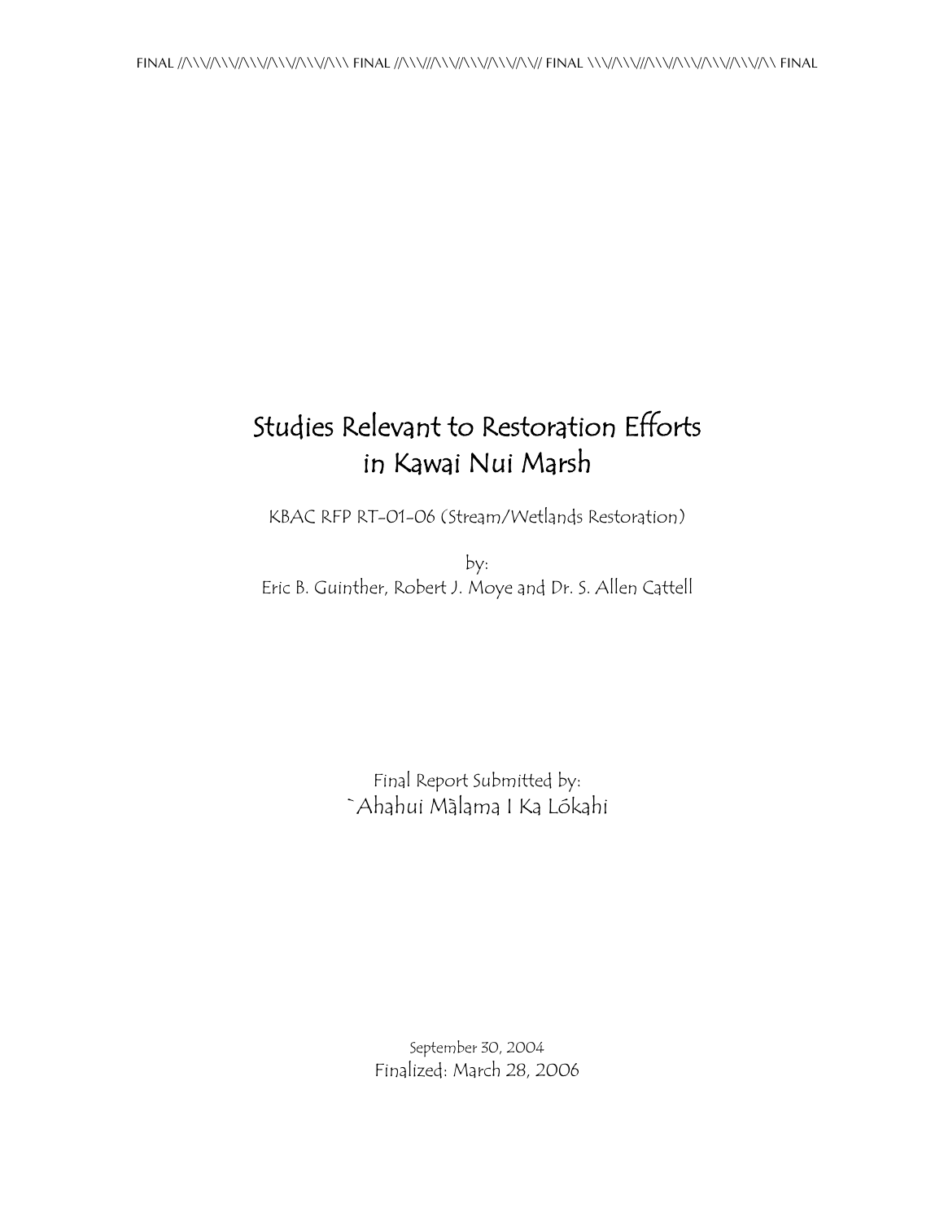FINAL //\\\//\\\//\\\//\\\//\\\//\\\ FINAL //\\\//\\\//\\\//\\\//\\\// FINAL \\\//\\\//\\\//\\\//\\\//\\\//\\ FINAL

# Studies Relevant to Restoration Efforts in Kawai Nui Marsh

KBAC RFP RT-01-06 (Stream/Wetlands Restoration)

by:
Eric B. Guinther, Robert J. Moye and Dr. S. Allen Cattell

Final Report Submitted by:
`Ahahui Mālama I Ka Lókahi

September 30, 2004
Finalized: March 28, 2006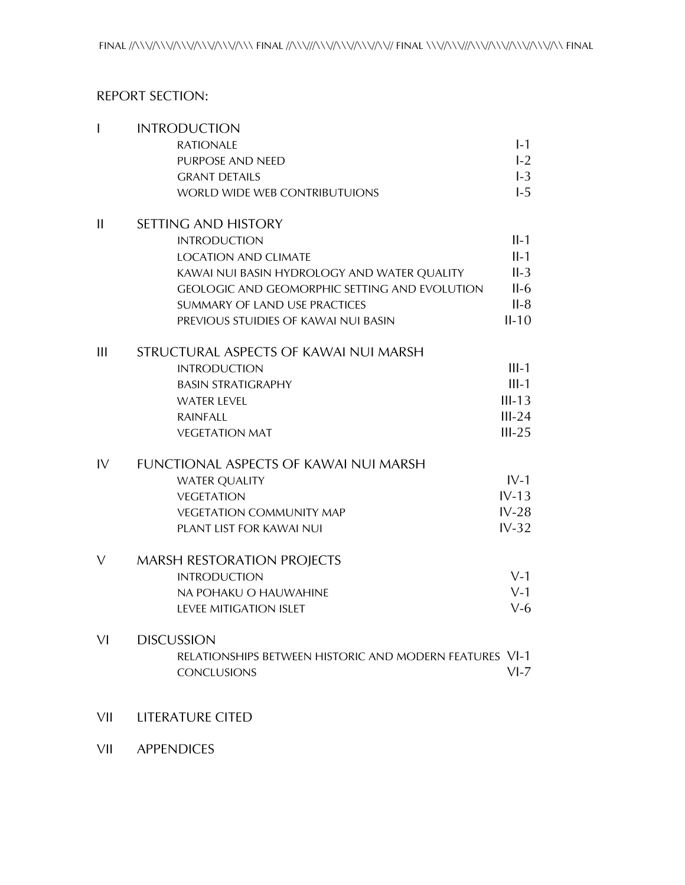REPORT SECTION:

| | | |
|---|---|---|
| I | INTRODUCTION | |
| | RATIONALE | I-1 |
| | PURPOSE AND NEED | I-2 |
| | GRANT DETAILS | I-3 |
| | WORLD WIDE WEB CONTRIBUTUIONS | I-5 |
| II | SETTING AND HISTORY | |
| | INTRODUCTION | II-1 |
| | LOCATION AND CLIMATE | II-1 |
| | KAWAI NUI BASIN HYDROLOGY AND WATER QUALITY | II-3 |
| | GEOLOGIC AND GEOMORPHIC SETTING AND EVOLUTION | II-6 |
| | SUMMARY OF LAND USE PRACTICES | II-8 |
| | PREVIOUS STUIDIES OF KAWAI NUI BASIN | II-10 |
| III | STRUCTURAL ASPECTS OF KAWAI NUI MARSH | |
| | INTRODUCTION | III-1 |
| | BASIN STRATIGRAPHY | III-1 |
| | WATER LEVEL | III-13 |
| | RAINFALL | III-24 |
| | VEGETATION MAT | III-25 |
| IV | FUNCTIONAL ASPECTS OF KAWAI NUI MARSH | |
| | WATER QUALITY | IV-1 |
| | VEGETATION | IV-13 |
| | VEGETATION COMMUNITY MAP | IV-28 |
| | PLANT LIST FOR KAWAI NUI | IV-32 |
| V | MARSH RESTORATION PROJECTS | |
| | INTRODUCTION | V-1 |
| | NA POHAKU O HAUWAHINE | V-1 |
| | LEVEE MITIGATION ISLET | V-6 |
| VI | DISCUSSION | |
| | RELATIONSHIPS BETWEEN HISTORIC AND MODERN FEATURES | VI-1 |
| | CONCLUSIONS | VI-7 |
| VII | LITERATURE CITED | |
| VII | APPENDICES | |